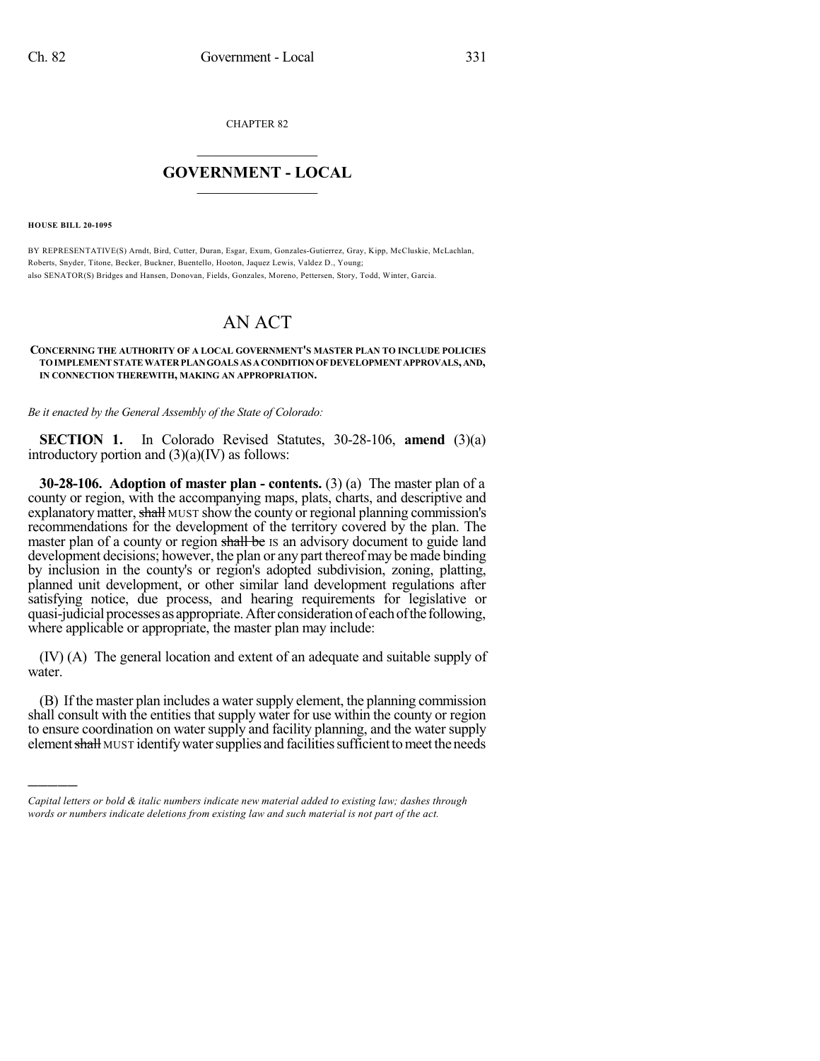CHAPTER 82

# GOVERNMENT - LOCAL

**HOUSE BILL 20-1095**

BY REPRESENTATIVE(S) Arndt, Bird, Cutter, Duran, Esgar, Exum, Gonzales-Gutierrez, Gray, Kipp, McCluskie, McLachlan, Roberts, Snyder, Titone, Becker, Buckner, Buentello, Hooton, Jaquez Lewis, Valdez D., Young;
also SENATOR(S) Bridges and Hansen, Donovan, Fields, Gonzales, Moreno, Pettersen, Story, Todd, Winter, Garcia.

# AN ACT

**CONCERNING THE AUTHORITY OF A LOCAL GOVERNMENT'S MASTER PLAN TO INCLUDE POLICIES TO IMPLEMENT STATE WATER PLAN GOALS AS A CONDITION OF DEVELOPMENT APPROVALS, AND, IN CONNECTION THEREWITH, MAKING AN APPROPRIATION.**

*Be it enacted by the General Assembly of the State of Colorado:*

**SECTION 1.** In Colorado Revised Statutes, 30-28-106, **amend** (3)(a) introductory portion and (3)(a)(IV) as follows:

**30-28-106. Adoption of master plan - contents.** (3) (a) The master plan of a county or region, with the accompanying maps, plats, charts, and descriptive and explanatory matter, ~~shall~~ MUST show the county or regional planning commission's recommendations for the development of the territory covered by the plan. The master plan of a county or region ~~shall be~~ IS an advisory document to guide land development decisions; however, the plan or any part thereof may be made binding by inclusion in the county's or region's adopted subdivision, zoning, platting, planned unit development, or other similar land development regulations after satisfying notice, due process, and hearing requirements for legislative or quasi-judicial processes as appropriate. After consideration of each of the following, where applicable or appropriate, the master plan may include:

(IV) (A) The general location and extent of an adequate and suitable supply of water.

(B) If the master plan includes a water supply element, the planning commission shall consult with the entities that supply water for use within the county or region to ensure coordination on water supply and facility planning, and the water supply element ~~shall~~ MUST identify water supplies and facilities sufficient to meet the needs

---

*Capital letters or bold & italic numbers indicate new material added to existing law; dashes through words or numbers indicate deletions from existing law and such material is not part of the act.*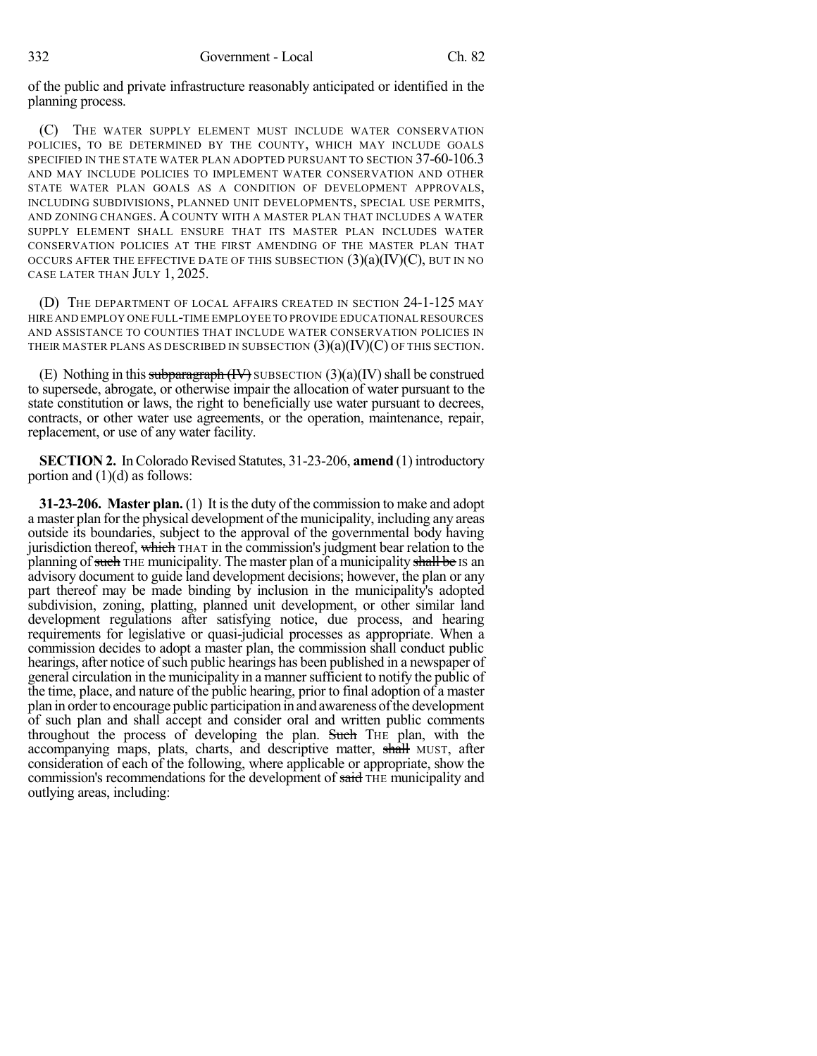of the public and private infrastructure reasonably anticipated or identified in the planning process.

(C) THE WATER SUPPLY ELEMENT MUST INCLUDE WATER CONSERVATION POLICIES, TO BE DETERMINED BY THE COUNTY, WHICH MAY INCLUDE GOALS SPECIFIED IN THE STATE WATER PLAN ADOPTED PURSUANT TO SECTION 37-60-106.3 AND MAY INCLUDE POLICIES TO IMPLEMENT WATER CONSERVATION AND OTHER STATE WATER PLAN GOALS AS A CONDITION OF DEVELOPMENT APPROVALS, INCLUDING SUBDIVISIONS, PLANNED UNIT DEVELOPMENTS, SPECIAL USE PERMITS, AND ZONING CHANGES. A COUNTY WITH A MASTER PLAN THAT INCLUDES A WATER SUPPLY ELEMENT SHALL ENSURE THAT ITS MASTER PLAN INCLUDES WATER CONSERVATION POLICIES AT THE FIRST AMENDING OF THE MASTER PLAN THAT OCCURS AFTER THE EFFECTIVE DATE OF THIS SUBSECTION (3)(a)(IV)(C), BUT IN NO CASE LATER THAN JULY 1, 2025.

(D) THE DEPARTMENT OF LOCAL AFFAIRS CREATED IN SECTION 24-1-125 MAY HIRE AND EMPLOY ONE FULL-TIME EMPLOYEE TO PROVIDE EDUCATIONAL RESOURCES AND ASSISTANCE TO COUNTIES THAT INCLUDE WATER CONSERVATION POLICIES IN THEIR MASTER PLANS AS DESCRIBED IN SUBSECTION (3)(a)(IV)(C) OF THIS SECTION.

(E) Nothing in this ~~subparagraph (IV)~~ SUBSECTION (3)(a)(IV) shall be construed to supersede, abrogate, or otherwise impair the allocation of water pursuant to the state constitution or laws, the right to beneficially use water pursuant to decrees, contracts, or other water use agreements, or the operation, maintenance, repair, replacement, or use of any water facility.

**SECTION 2.** In Colorado Revised Statutes, 31-23-206, **amend** (1) introductory portion and (1)(d) as follows:

**31-23-206. Master plan.** (1) It is the duty of the commission to make and adopt a master plan for the physical development of the municipality, including any areas outside its boundaries, subject to the approval of the governmental body having jurisdiction thereof, ~~which~~ THAT in the commission's judgment bear relation to the planning of ~~such~~ THE municipality. The master plan of a municipality ~~shall be~~ IS an advisory document to guide land development decisions; however, the plan or any part thereof may be made binding by inclusion in the municipality's adopted subdivision, zoning, platting, planned unit development, or other similar land development regulations after satisfying notice, due process, and hearing requirements for legislative or quasi-judicial processes as appropriate. When a commission decides to adopt a master plan, the commission shall conduct public hearings, after notice of such public hearings has been published in a newspaper of general circulation in the municipality in a manner sufficient to notify the public of the time, place, and nature of the public hearing, prior to final adoption of a master plan in order to encourage public participation in and awareness of the development of such plan and shall accept and consider oral and written public comments throughout the process of developing the plan. ~~Such~~ THE plan, with the accompanying maps, plats, charts, and descriptive matter, ~~shall~~ MUST, after consideration of each of the following, where applicable or appropriate, show the commission's recommendations for the development of ~~said~~ THE municipality and outlying areas, including: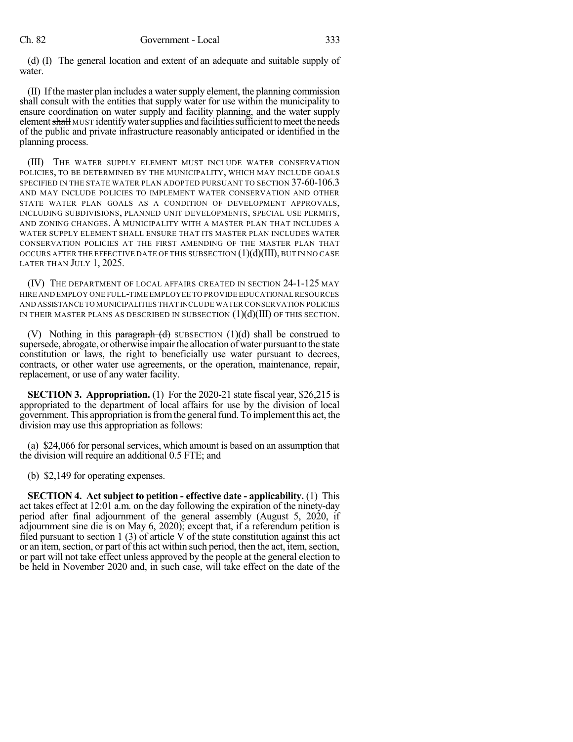(d) (I) The general location and extent of an adequate and suitable supply of water.

(II) If the master plan includes a water supply element, the planning commission shall consult with the entities that supply water for use within the municipality to ensure coordination on water supply and facility planning, and the water supply element ~~shall~~ MUST identify water supplies and facilities sufficient to meet the needs of the public and private infrastructure reasonably anticipated or identified in the planning process.

(III) THE WATER SUPPLY ELEMENT MUST INCLUDE WATER CONSERVATION POLICIES, TO BE DETERMINED BY THE MUNICIPALITY, WHICH MAY INCLUDE GOALS SPECIFIED IN THE STATE WATER PLAN ADOPTED PURSUANT TO SECTION 37-60-106.3 AND MAY INCLUDE POLICIES TO IMPLEMENT WATER CONSERVATION AND OTHER STATE WATER PLAN GOALS AS A CONDITION OF DEVELOPMENT APPROVALS, INCLUDING SUBDIVISIONS, PLANNED UNIT DEVELOPMENTS, SPECIAL USE PERMITS, AND ZONING CHANGES. A MUNICIPALITY WITH A MASTER PLAN THAT INCLUDES A WATER SUPPLY ELEMENT SHALL ENSURE THAT ITS MASTER PLAN INCLUDES WATER CONSERVATION POLICIES AT THE FIRST AMENDING OF THE MASTER PLAN THAT OCCURS AFTER THE EFFECTIVE DATE OF THIS SUBSECTION (1)(d)(III), BUT IN NO CASE LATER THAN JULY 1, 2025.

(IV) THE DEPARTMENT OF LOCAL AFFAIRS CREATED IN SECTION 24-1-125 MAY HIRE AND EMPLOY ONE FULL-TIME EMPLOYEE TO PROVIDE EDUCATIONAL RESOURCES AND ASSISTANCE TO MUNICIPALITIES THAT INCLUDE WATER CONSERVATION POLICIES IN THEIR MASTER PLANS AS DESCRIBED IN SUBSECTION (1)(d)(III) OF THIS SECTION.

(V) Nothing in this ~~paragraph (d)~~ SUBSECTION (1)(d) shall be construed to supersede, abrogate, or otherwise impair the allocation of water pursuant to the state constitution or laws, the right to beneficially use water pursuant to decrees, contracts, or other water use agreements, or the operation, maintenance, repair, replacement, or use of any water facility.

**SECTION 3. Appropriation.** (1) For the 2020-21 state fiscal year, $26,215 is appropriated to the department of local affairs for use by the division of local government. This appropriation is from the general fund. To implement this act, the division may use this appropriation as follows:

(a) $24,066 for personal services, which amount is based on an assumption that the division will require an additional 0.5 FTE; and

(b) $2,149 for operating expenses.

**SECTION 4. Act subject to petition - effective date - applicability.** (1) This act takes effect at 12:01 a.m. on the day following the expiration of the ninety-day period after final adjournment of the general assembly (August 5, 2020, if adjournment sine die is on May 6, 2020); except that, if a referendum petition is filed pursuant to section 1 (3) of article V of the state constitution against this act or an item, section, or part of this act within such period, then the act, item, section, or part will not take effect unless approved by the people at the general election to be held in November 2020 and, in such case, will take effect on the date of the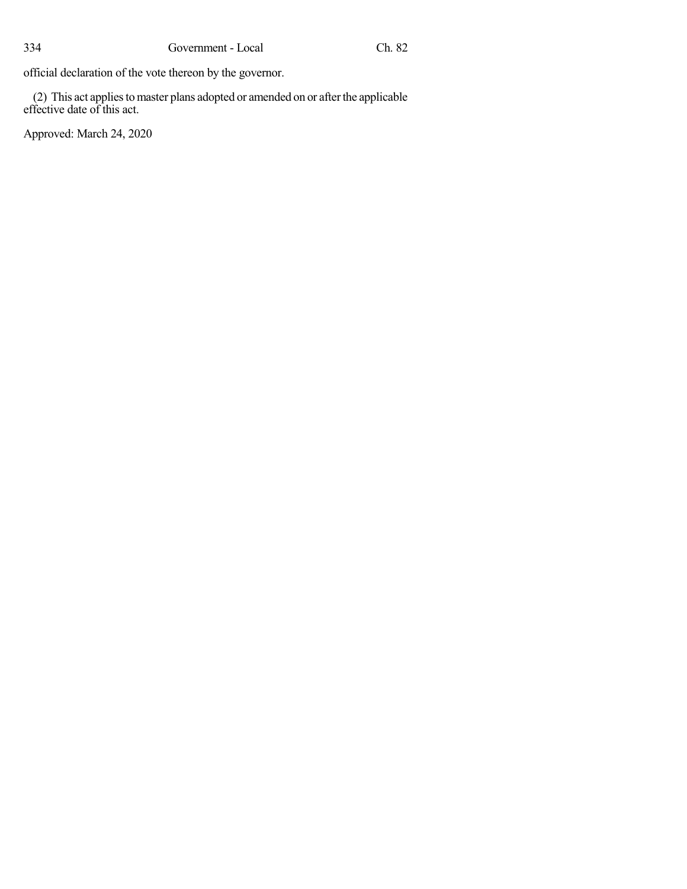official declaration of the vote thereon by the governor.

(2) This act applies to master plans adopted or amended on or after the applicable effective date of this act.

Approved: March 24, 2020